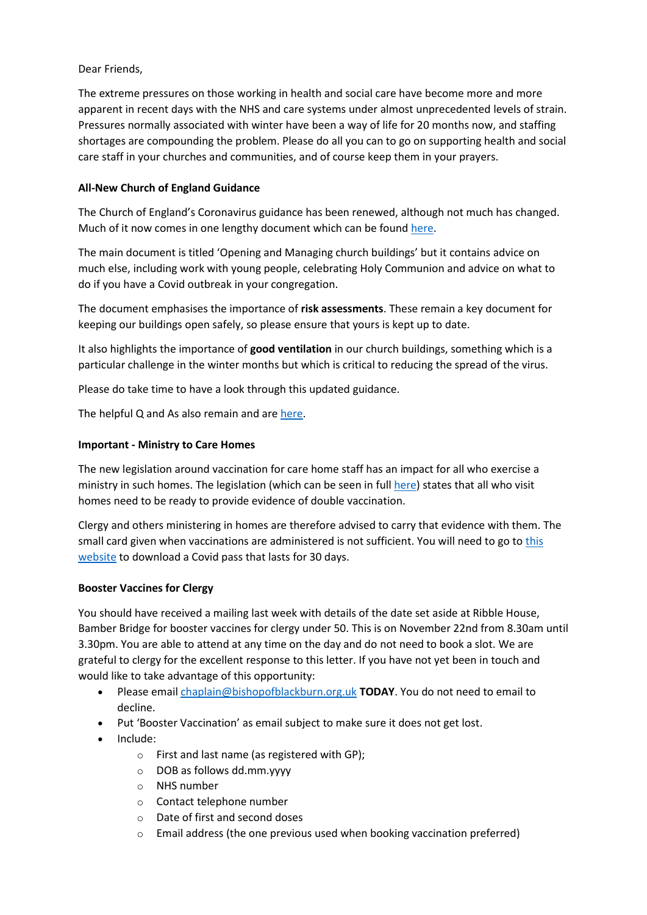Dear Friends,

The extreme pressures on those working in health and social care have become more and more apparent in recent days with the NHS and care systems under almost unprecedented levels of strain. Pressures normally associated with winter have been a way of life for 20 months now, and staffing shortages are compounding the problem. Please do all you can to go on supporting health and social care staff in your churches and communities, and of course keep them in your prayers.

**All-New Church of England Guidance**

The Church of England's Coronavirus guidance has been renewed, although not much has changed. Much of it now comes in one lengthy document which can be found here.

The main document is titled 'Opening and Managing church buildings' but it contains advice on much else, including work with young people, celebrating Holy Communion and advice on what to do if you have a Covid outbreak in your congregation.

The document emphasises the importance of **risk assessments**. These remain a key document for keeping our buildings open safely, so please ensure that yours is kept up to date.

It also highlights the importance of **good ventilation** in our church buildings, something which is a particular challenge in the winter months but which is critical to reducing the spread of the virus.

Please do take time to have a look through this updated guidance.

The helpful Q and As also remain and are here.

**Important - Ministry to Care Homes**

The new legislation around vaccination for care home staff has an impact for all who exercise a ministry in such homes. The legislation (which can be seen in full here) states that all who visit homes need to be ready to provide evidence of double vaccination.

Clergy and others ministering in homes are therefore advised to carry that evidence with them. The small card given when vaccinations are administered is not sufficient. You will need to go to this website to download a Covid pass that lasts for 30 days.

**Booster Vaccines for Clergy**

You should have received a mailing last week with details of the date set aside at Ribble House, Bamber Bridge for booster vaccines for clergy under 50. This is on November 22nd from 8.30am until 3.30pm. You are able to attend at any time on the day and do not need to book a slot. We are grateful to clergy for the excellent response to this letter. If you have not yet been in touch and would like to take advantage of this opportunity:

- Please email chaplain@bishopofblackburn.org.uk **TODAY**. You do not need to email to decline.
- Put 'Booster Vaccination' as email subject to make sure it does not get lost.
- Include:
  - First and last name (as registered with GP);
  - DOB as follows dd.mm.yyyy
  - NHS number
  - Contact telephone number
  - Date of first and second doses
  - Email address (the one previous used when booking vaccination preferred)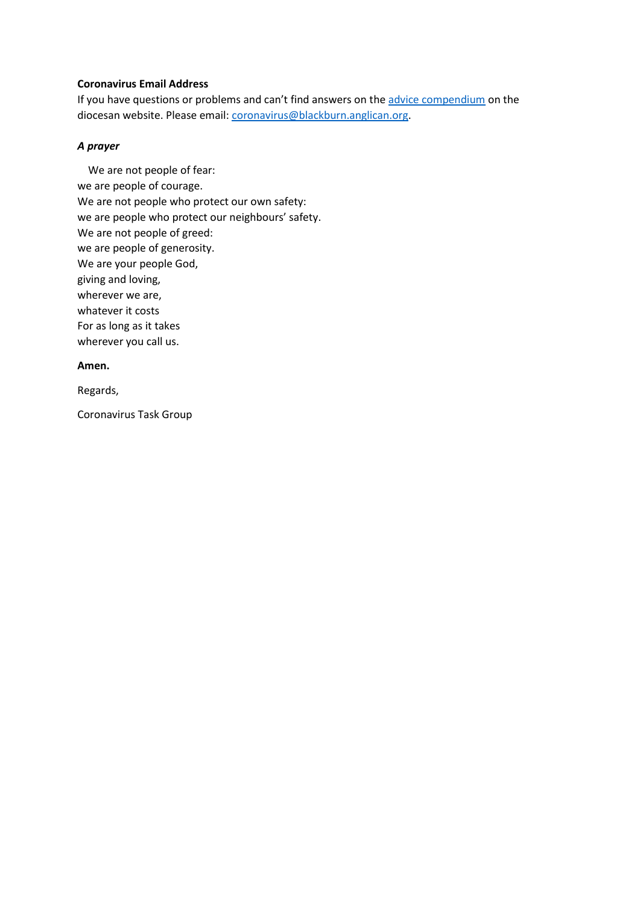**Coronavirus Email Address**

If you have questions or problems and can't find answers on the [advice compendium]() on the diocesan website. Please email: [coronavirus@blackburn.anglican.org](mailto:coronavirus@blackburn.anglican.org).

***A prayer***

We are not people of fear:  
we are people of courage.  
We are not people who protect our own safety:  
we are people who protect our neighbours' safety.  
We are not people of greed:  
we are people of generosity.  
We are your people God,  
giving and loving,  
wherever we are,  
whatever it costs  
For as long as it takes  
wherever you call us.

**Amen.**

Regards,

Coronavirus Task Group